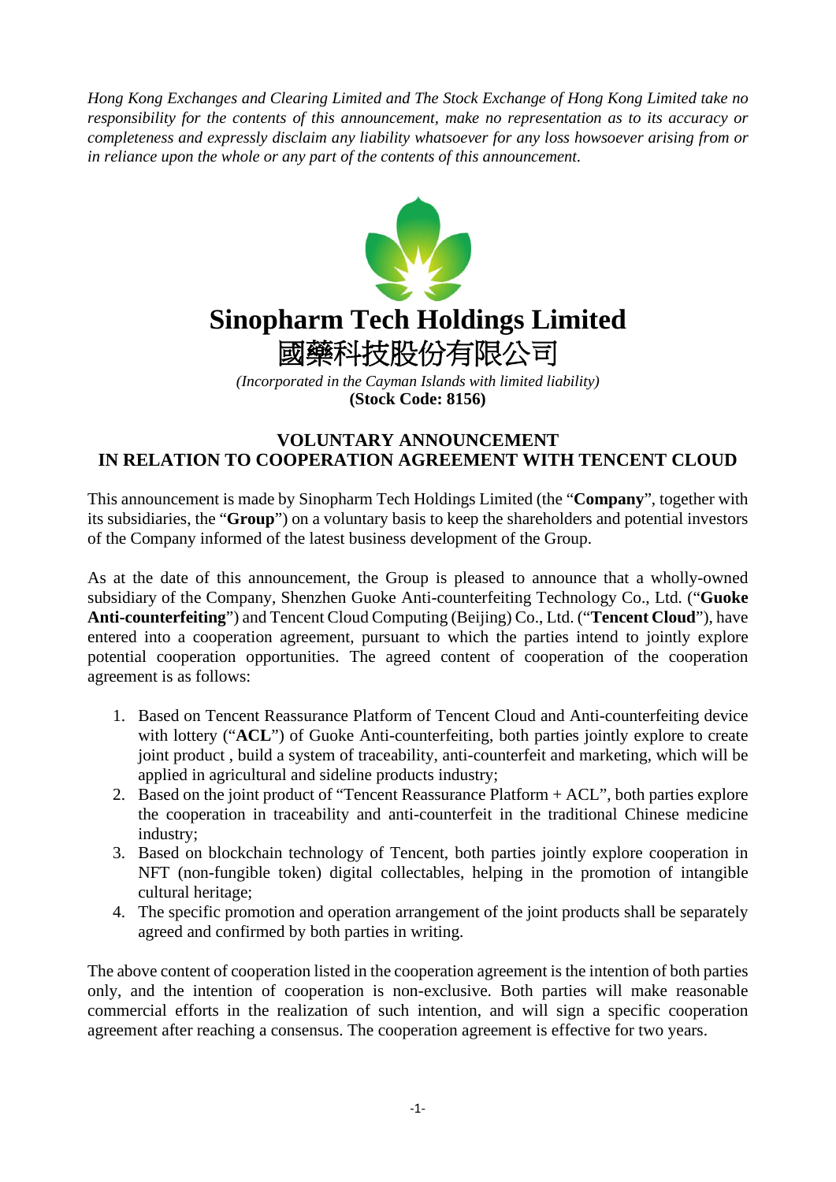*Hong Kong Exchanges and Clearing Limited and The Stock Exchange of Hong Kong Limited take no responsibility for the contents of this announcement, make no representation as to its accuracy or completeness and expressly disclaim any liability whatsoever for any loss howsoever arising from or in reliance upon the whole or any part of the contents of this announcement.*

# Sinopharm Tech Holdings Limited
# 國藥科技股份有限公司

*(Incorporated in the Cayman Islands with limited liability)*
**(Stock Code: 8156)**

## VOLUNTARY ANNOUNCEMENT IN RELATION TO COOPERATION AGREEMENT WITH TENCENT CLOUD

This announcement is made by Sinopharm Tech Holdings Limited (the "**Company**", together with its subsidiaries, the "**Group**") on a voluntary basis to keep the shareholders and potential investors of the Company informed of the latest business development of the Group.

As at the date of this announcement, the Group is pleased to announce that a wholly-owned subsidiary of the Company, Shenzhen Guoke Anti-counterfeiting Technology Co., Ltd. ("**Guoke Anti-counterfeiting**") and Tencent Cloud Computing (Beijing) Co., Ltd. ("**Tencent Cloud**"), have entered into a cooperation agreement, pursuant to which the parties intend to jointly explore potential cooperation opportunities. The agreed content of cooperation of the cooperation agreement is as follows:

1. Based on Tencent Reassurance Platform of Tencent Cloud and Anti-counterfeiting device with lottery ("**ACL**") of Guoke Anti-counterfeiting, both parties jointly explore to create joint product , build a system of traceability, anti-counterfeit and marketing, which will be applied in agricultural and sideline products industry;
2. Based on the joint product of "Tencent Reassurance Platform + ACL", both parties explore the cooperation in traceability and anti-counterfeit in the traditional Chinese medicine industry;
3. Based on blockchain technology of Tencent, both parties jointly explore cooperation in NFT (non-fungible token) digital collectables, helping in the promotion of intangible cultural heritage;
4. The specific promotion and operation arrangement of the joint products shall be separately agreed and confirmed by both parties in writing.

The above content of cooperation listed in the cooperation agreement is the intention of both parties only, and the intention of cooperation is non-exclusive. Both parties will make reasonable commercial efforts in the realization of such intention, and will sign a specific cooperation agreement after reaching a consensus. The cooperation agreement is effective for two years.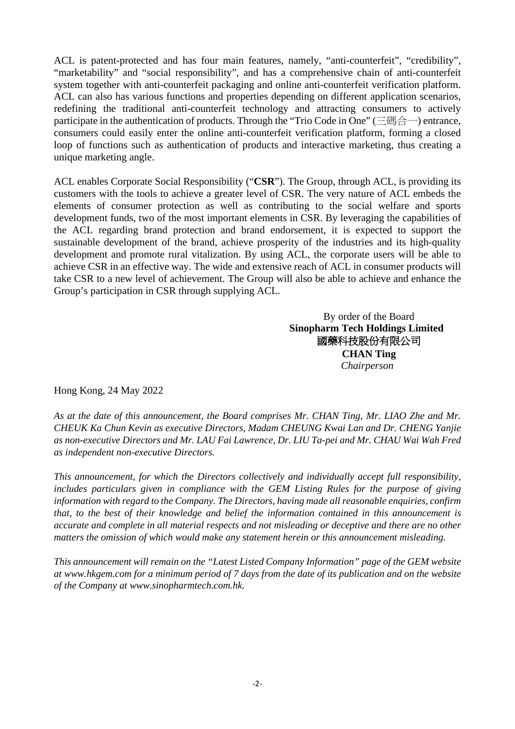ACL is patent-protected and has four main features, namely, "anti-counterfeit", "credibility", "marketability" and "social responsibility", and has a comprehensive chain of anti-counterfeit system together with anti-counterfeit packaging and online anti-counterfeit verification platform. ACL can also has various functions and properties depending on different application scenarios, redefining the traditional anti-counterfeit technology and attracting consumers to actively participate in the authentication of products. Through the "Trio Code in One" (三碼合一) entrance, consumers could easily enter the online anti-counterfeit verification platform, forming a closed loop of functions such as authentication of products and interactive marketing, thus creating a unique marketing angle.

ACL enables Corporate Social Responsibility ("**CSR**"). The Group, through ACL, is providing its customers with the tools to achieve a greater level of CSR. The very nature of ACL embeds the elements of consumer protection as well as contributing to the social welfare and sports development funds, two of the most important elements in CSR. By leveraging the capabilities of the ACL regarding brand protection and brand endorsement, it is expected to support the sustainable development of the brand, achieve prosperity of the industries and its high-quality development and promote rural vitalization. By using ACL, the corporate users will be able to achieve CSR in an effective way. The wide and extensive reach of ACL in consumer products will take CSR to a new level of achievement. The Group will also be able to achieve and enhance the Group's participation in CSR through supplying ACL.

By order of the Board
**Sinopharm Tech Holdings Limited**
**國藥科技股份有限公司**
**CHAN Ting**
*Chairperson*

Hong Kong, 24 May 2022

*As at the date of this announcement, the Board comprises Mr. CHAN Ting, Mr. LIAO Zhe and Mr. CHEUK Ka Chun Kevin as executive Directors, Madam CHEUNG Kwai Lan and Dr. CHENG Yanjie as non-executive Directors and Mr. LAU Fai Lawrence, Dr. LIU Ta-pei and Mr. CHAU Wai Wah Fred as independent non-executive Directors.*

*This announcement, for which the Directors collectively and individually accept full responsibility, includes particulars given in compliance with the GEM Listing Rules for the purpose of giving information with regard to the Company. The Directors, having made all reasonable enquiries, confirm that, to the best of their knowledge and belief the information contained in this announcement is accurate and complete in all material respects and not misleading or deceptive and there are no other matters the omission of which would make any statement herein or this announcement misleading.*

*This announcement will remain on the "Latest Listed Company Information" page of the GEM website at www.hkgem.com for a minimum period of 7 days from the date of its publication and on the website of the Company at www.sinopharmtech.com.hk.*